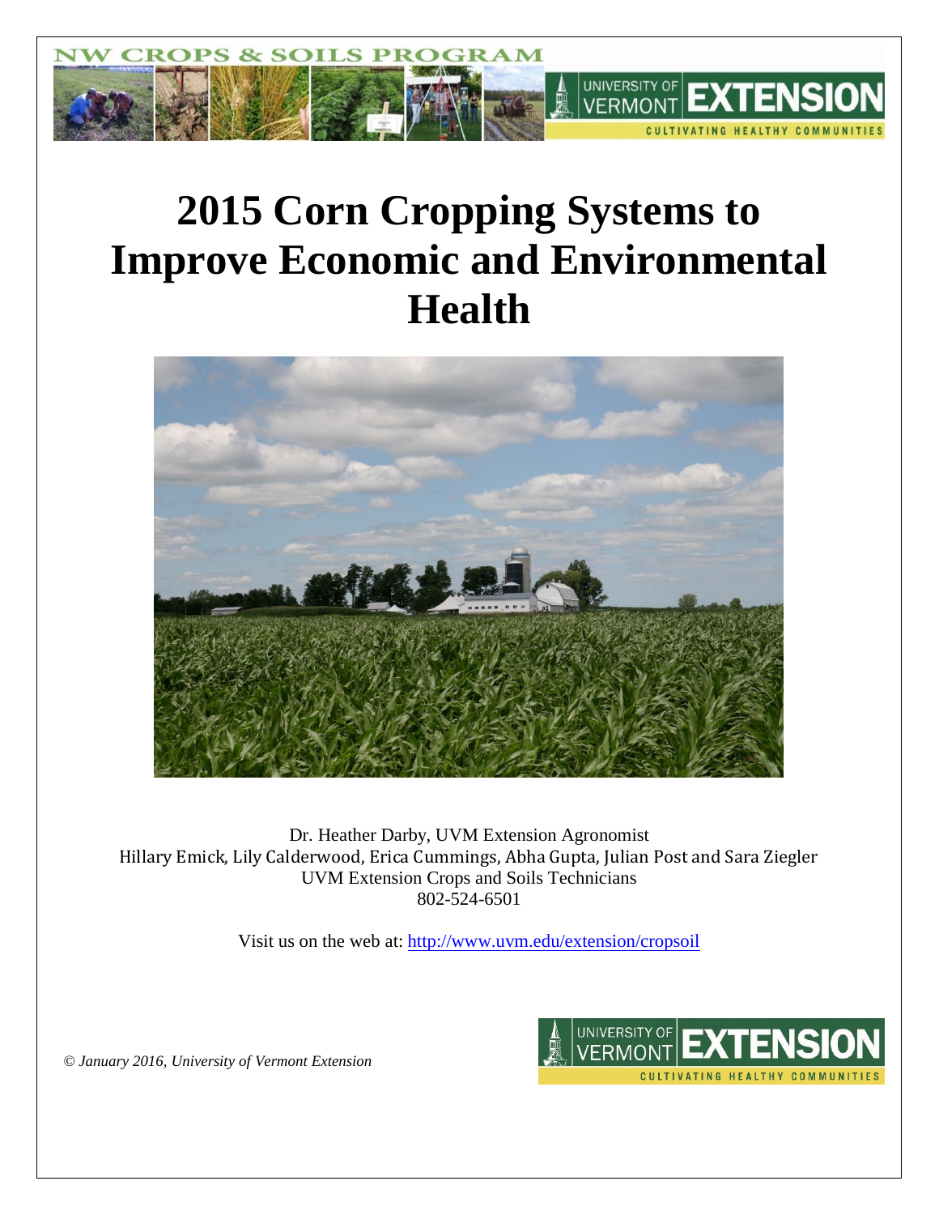# 2015 Corn Cropping Systems to Improve Economic and Environmental Health

Dr. Heather Darby, UVM Extension Agronomist
Hillary Emick, Lily Calderwood, Erica Cummings, Abha Gupta, Julian Post and Sara Ziegler
UVM Extension Crops and Soils Technicians
802-524-6501

Visit us on the web at: http://www.uvm.edu/extension/cropsoil

*© January 2016, University of Vermont Extension*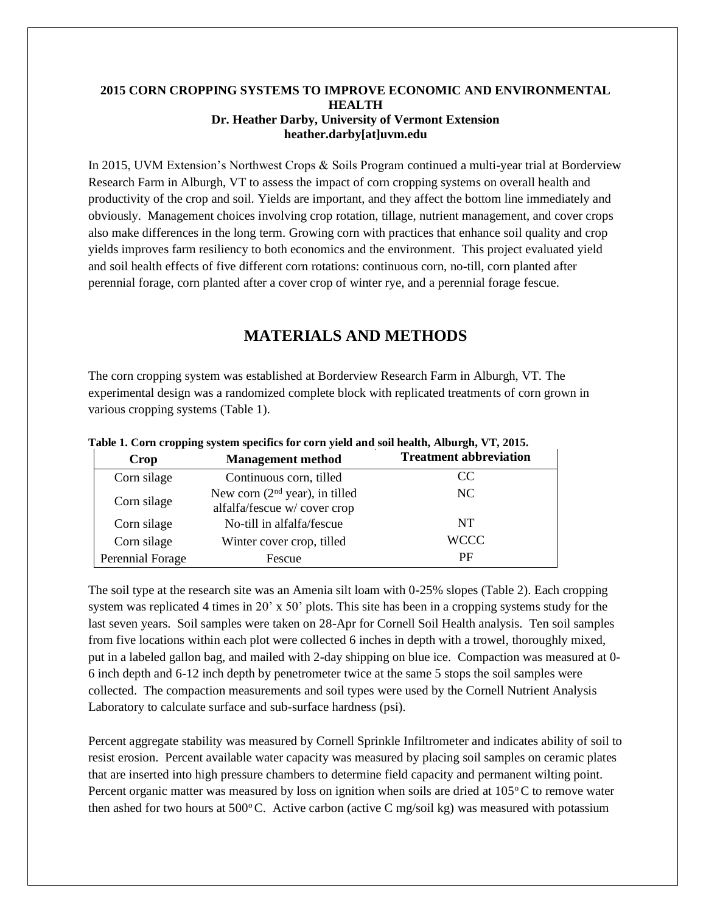**2015 CORN CROPPING SYSTEMS TO IMPROVE ECONOMIC AND ENVIRONMENTAL HEALTH**
**Dr. Heather Darby, University of Vermont Extension**
**heather.darby[at]uvm.edu**

In 2015, UVM Extension's Northwest Crops & Soils Program continued a multi-year trial at Borderview Research Farm in Alburgh, VT to assess the impact of corn cropping systems on overall health and productivity of the crop and soil. Yields are important, and they affect the bottom line immediately and obviously. Management choices involving crop rotation, tillage, nutrient management, and cover crops also make differences in the long term. Growing corn with practices that enhance soil quality and crop yields improves farm resiliency to both economics and the environment. This project evaluated yield and soil health effects of five different corn rotations: continuous corn, no-till, corn planted after perennial forage, corn planted after a cover crop of winter rye, and a perennial forage fescue.

## MATERIALS AND METHODS

The corn cropping system was established at Borderview Research Farm in Alburgh, VT. The experimental design was a randomized complete block with replicated treatments of corn grown in various cropping systems (Table 1).

**Table 1. Corn cropping system specifics for corn yield and soil health, Alburgh, VT, 2015.**

| Crop | Management method | Treatment abbreviation |
|---|---|---|
| Corn silage | Continuous corn, tilled | CC |
| Corn silage | New corn (2nd year), in tilled alfalfa/fescue w/ cover crop | NC |
| Corn silage | No-till in alfalfa/fescue | NT |
| Corn silage | Winter cover crop, tilled | WCCC |
| Perennial Forage | Fescue | PF |

The soil type at the research site was an Amenia silt loam with 0-25% slopes (Table 2). Each cropping system was replicated 4 times in 20' x 50' plots. This site has been in a cropping systems study for the last seven years. Soil samples were taken on 28-Apr for Cornell Soil Health analysis. Ten soil samples from five locations within each plot were collected 6 inches in depth with a trowel, thoroughly mixed, put in a labeled gallon bag, and mailed with 2-day shipping on blue ice. Compaction was measured at 0-6 inch depth and 6-12 inch depth by penetrometer twice at the same 5 stops the soil samples were collected. The compaction measurements and soil types were used by the Cornell Nutrient Analysis Laboratory to calculate surface and sub-surface hardness (psi).

Percent aggregate stability was measured by Cornell Sprinkle Infiltrometer and indicates ability of soil to resist erosion. Percent available water capacity was measured by placing soil samples on ceramic plates that are inserted into high pressure chambers to determine field capacity and permanent wilting point. Percent organic matter was measured by loss on ignition when soils are dried at 105$^{o}$C to remove water then ashed for two hours at 500$^{o}$C. Active carbon (active C mg/soil kg) was measured with potassium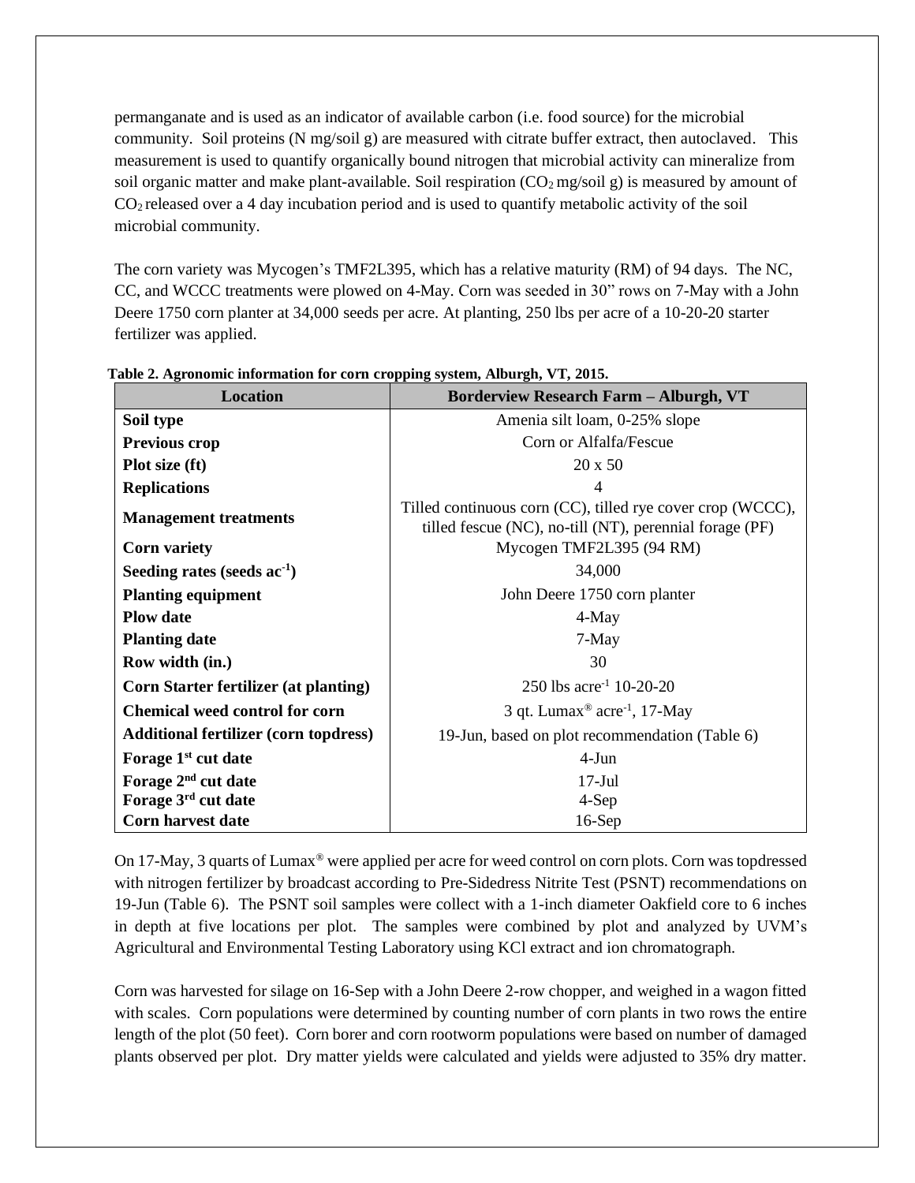permanganate and is used as an indicator of available carbon (i.e. food source) for the microbial community. Soil proteins (N mg/soil g) are measured with citrate buffer extract, then autoclaved. This measurement is used to quantify organically bound nitrogen that microbial activity can mineralize from soil organic matter and make plant-available. Soil respiration ($CO_2$ mg/soil g) is measured by amount of $CO_2$ released over a 4 day incubation period and is used to quantify metabolic activity of the soil microbial community.

The corn variety was Mycogen's TMF2L395, which has a relative maturity (RM) of 94 days. The NC, CC, and WCCC treatments were plowed on 4-May. Corn was seeded in 30" rows on 7-May with a John Deere 1750 corn planter at 34,000 seeds per acre. At planting, 250 lbs per acre of a 10-20-20 starter fertilizer was applied.

**Table 2. Agronomic information for corn cropping system, Alburgh, VT, 2015.**

| Location | Borderview Research Farm – Alburgh, VT |
|---|---|
| **Soil type** | Amenia silt loam, 0-25% slope |
| **Previous crop** | Corn or Alfalfa/Fescue |
| **Plot size (ft)** | 20 x 50 |
| **Replications** | 4 |
| **Management treatments** | Tilled continuous corn (CC), tilled rye cover crop (WCCC), tilled fescue (NC), no-till (NT), perennial forage (PF) |
| **Corn variety** | Mycogen TMF2L395 (94 RM) |
| **Seeding rates (seeds $ac^{-1}$)** | 34,000 |
| **Planting equipment** | John Deere 1750 corn planter |
| **Plow date** | 4-May |
| **Planting date** | 7-May |
| **Row width (in.)** | 30 |
| **Corn Starter fertilizer (at planting)** | 250 lbs $acre^{-1}$ 10-20-20 |
| **Chemical weed control for corn** | 3 qt. Lumax® $acre^{-1}$, 17-May |
| **Additional fertilizer (corn topdress)** | 19-Jun, based on plot recommendation (Table 6) |
| **Forage 1st cut date** | 4-Jun |
| **Forage 2nd cut date** | 17-Jul |
| **Forage 3rd cut date** | 4-Sep |
| **Corn harvest date** | 16-Sep |

On 17-May, 3 quarts of Lumax® were applied per acre for weed control on corn plots. Corn was topdressed with nitrogen fertilizer by broadcast according to Pre-Sidedress Nitrite Test (PSNT) recommendations on 19-Jun (Table 6). The PSNT soil samples were collect with a 1-inch diameter Oakfield core to 6 inches in depth at five locations per plot. The samples were combined by plot and analyzed by UVM's Agricultural and Environmental Testing Laboratory using KCl extract and ion chromatograph.

Corn was harvested for silage on 16-Sep with a John Deere 2-row chopper, and weighed in a wagon fitted with scales. Corn populations were determined by counting number of corn plants in two rows the entire length of the plot (50 feet). Corn borer and corn rootworm populations were based on number of damaged plants observed per plot. Dry matter yields were calculated and yields were adjusted to 35% dry matter.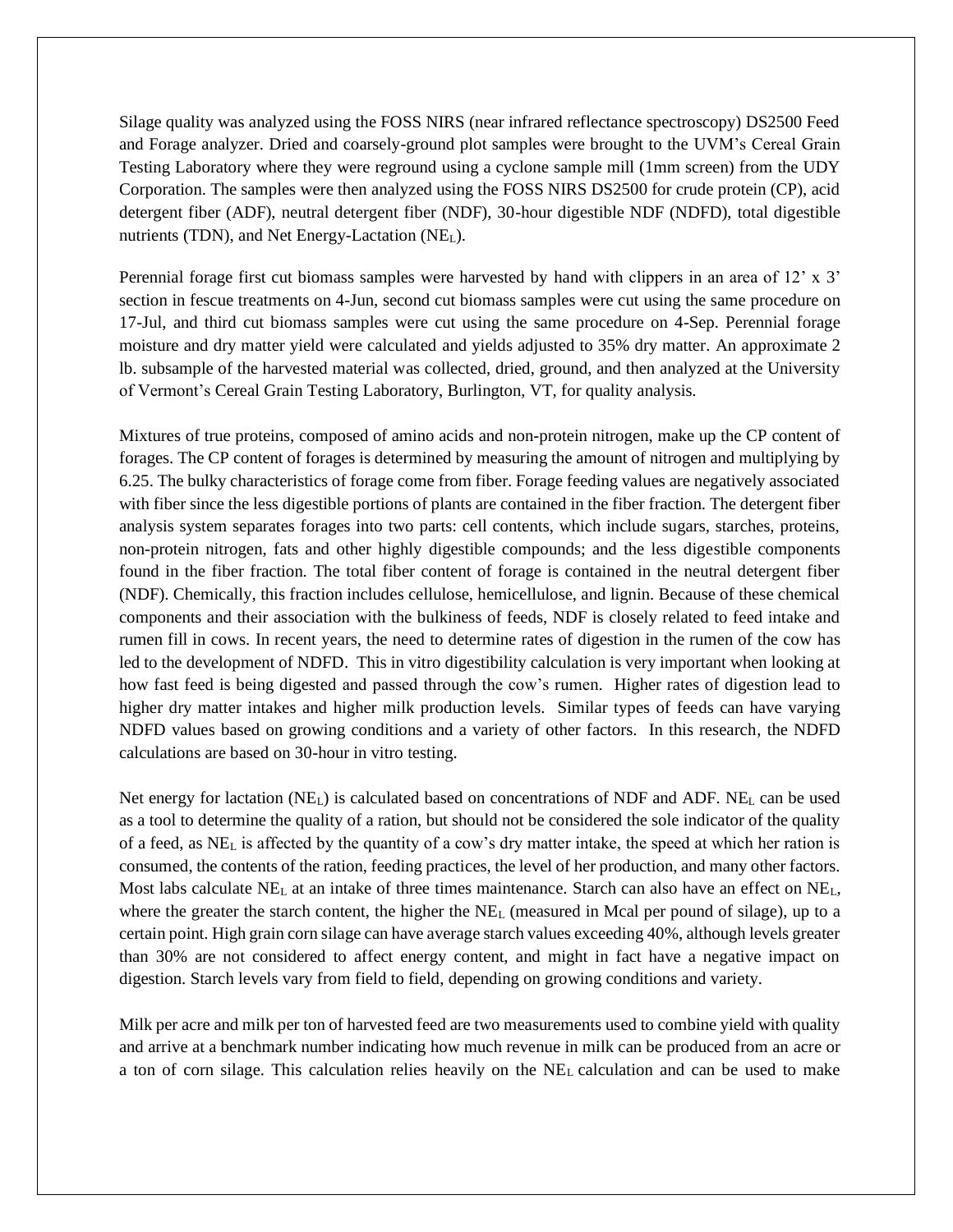Silage quality was analyzed using the FOSS NIRS (near infrared reflectance spectroscopy) DS2500 Feed and Forage analyzer. Dried and coarsely-ground plot samples were brought to the UVM's Cereal Grain Testing Laboratory where they were reground using a cyclone sample mill (1mm screen) from the UDY Corporation. The samples were then analyzed using the FOSS NIRS DS2500 for crude protein (CP), acid detergent fiber (ADF), neutral detergent fiber (NDF), 30-hour digestible NDF (NDFD), total digestible nutrients (TDN), and Net Energy-Lactation ($NE_L$).

Perennial forage first cut biomass samples were harvested by hand with clippers in an area of 12' x 3' section in fescue treatments on 4-Jun, second cut biomass samples were cut using the same procedure on 17-Jul, and third cut biomass samples were cut using the same procedure on 4-Sep. Perennial forage moisture and dry matter yield were calculated and yields adjusted to 35% dry matter. An approximate 2 lb. subsample of the harvested material was collected, dried, ground, and then analyzed at the University of Vermont's Cereal Grain Testing Laboratory, Burlington, VT, for quality analysis.

Mixtures of true proteins, composed of amino acids and non-protein nitrogen, make up the CP content of forages. The CP content of forages is determined by measuring the amount of nitrogen and multiplying by 6.25. The bulky characteristics of forage come from fiber. Forage feeding values are negatively associated with fiber since the less digestible portions of plants are contained in the fiber fraction. The detergent fiber analysis system separates forages into two parts: cell contents, which include sugars, starches, proteins, non-protein nitrogen, fats and other highly digestible compounds; and the less digestible components found in the fiber fraction. The total fiber content of forage is contained in the neutral detergent fiber (NDF). Chemically, this fraction includes cellulose, hemicellulose, and lignin. Because of these chemical components and their association with the bulkiness of feeds, NDF is closely related to feed intake and rumen fill in cows. In recent years, the need to determine rates of digestion in the rumen of the cow has led to the development of NDFD. This in vitro digestibility calculation is very important when looking at how fast feed is being digested and passed through the cow's rumen. Higher rates of digestion lead to higher dry matter intakes and higher milk production levels. Similar types of feeds can have varying NDFD values based on growing conditions and a variety of other factors. In this research, the NDFD calculations are based on 30-hour in vitro testing.

Net energy for lactation ($NE_L$) is calculated based on concentrations of NDF and ADF. $NE_L$ can be used as a tool to determine the quality of a ration, but should not be considered the sole indicator of the quality of a feed, as $NE_L$ is affected by the quantity of a cow's dry matter intake, the speed at which her ration is consumed, the contents of the ration, feeding practices, the level of her production, and many other factors. Most labs calculate $NE_L$ at an intake of three times maintenance. Starch can also have an effect on $NE_L$, where the greater the starch content, the higher the $NE_L$ (measured in Mcal per pound of silage), up to a certain point. High grain corn silage can have average starch values exceeding 40%, although levels greater than 30% are not considered to affect energy content, and might in fact have a negative impact on digestion. Starch levels vary from field to field, depending on growing conditions and variety.

Milk per acre and milk per ton of harvested feed are two measurements used to combine yield with quality and arrive at a benchmark number indicating how much revenue in milk can be produced from an acre or a ton of corn silage. This calculation relies heavily on the $NE_L$ calculation and can be used to make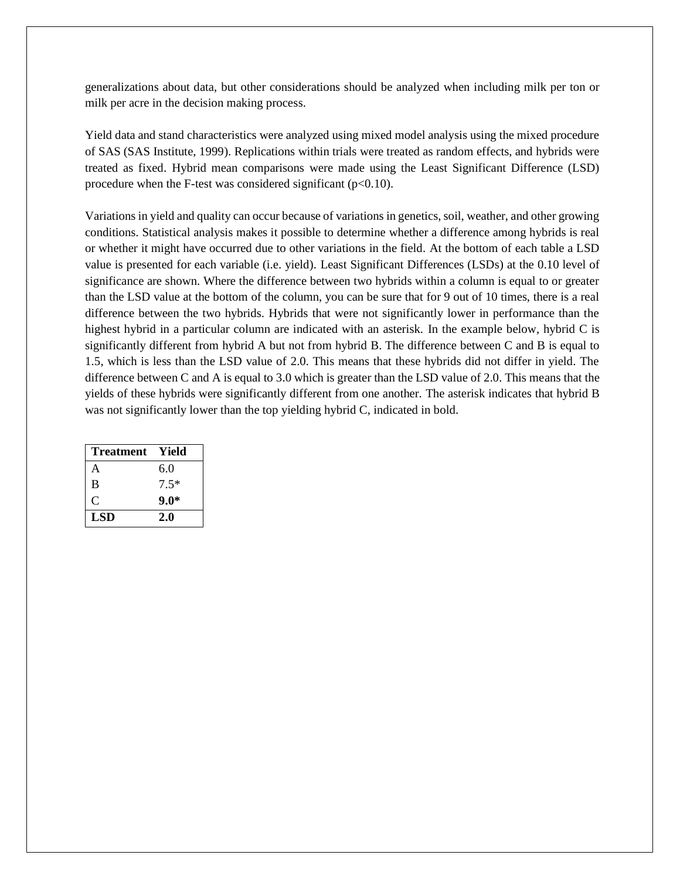generalizations about data, but other considerations should be analyzed when including milk per ton or milk per acre in the decision making process.

Yield data and stand characteristics were analyzed using mixed model analysis using the mixed procedure of SAS (SAS Institute, 1999). Replications within trials were treated as random effects, and hybrids were treated as fixed. Hybrid mean comparisons were made using the Least Significant Difference (LSD) procedure when the F-test was considered significant ($p<0.10$).

Variations in yield and quality can occur because of variations in genetics, soil, weather, and other growing conditions. Statistical analysis makes it possible to determine whether a difference among hybrids is real or whether it might have occurred due to other variations in the field. At the bottom of each table a LSD value is presented for each variable (i.e. yield). Least Significant Differences (LSDs) at the 0.10 level of significance are shown. Where the difference between two hybrids within a column is equal to or greater than the LSD value at the bottom of the column, you can be sure that for 9 out of 10 times, there is a real difference between the two hybrids. Hybrids that were not significantly lower in performance than the highest hybrid in a particular column are indicated with an asterisk. In the example below, hybrid C is significantly different from hybrid A but not from hybrid B. The difference between C and B is equal to 1.5, which is less than the LSD value of 2.0. This means that these hybrids did not differ in yield. The difference between C and A is equal to 3.0 which is greater than the LSD value of 2.0. This means that the yields of these hybrids were significantly different from one another. The asterisk indicates that hybrid B was not significantly lower than the top yielding hybrid C, indicated in bold.

| Treatment | Yield |
|---|---|
| A | 6.0 |
| B | 7.5* |
| C | **9.0*** |
| **LSD** | **2.0** |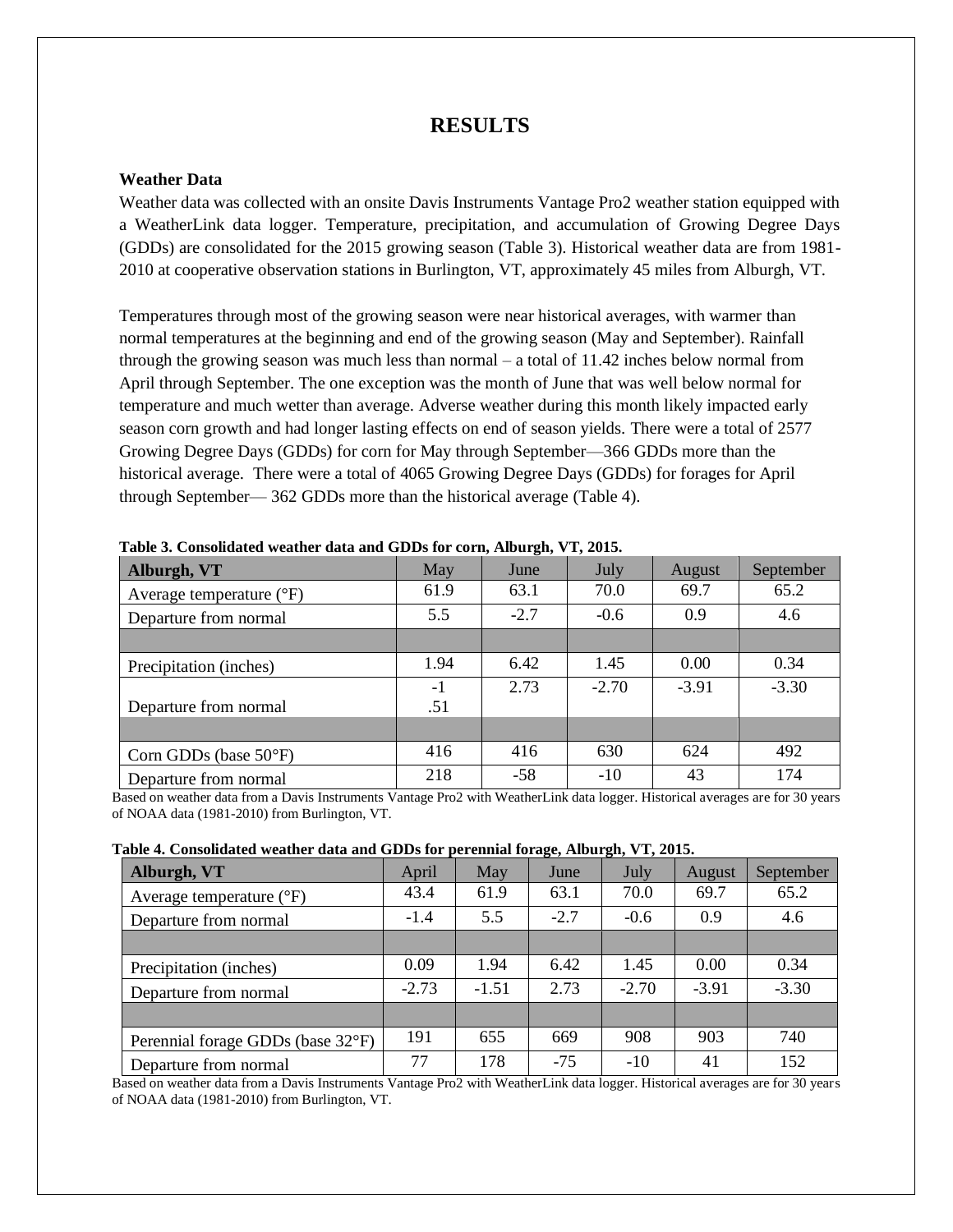# RESULTS

### Weather Data

Weather data was collected with an onsite Davis Instruments Vantage Pro2 weather station equipped with a WeatherLink data logger. Temperature, precipitation, and accumulation of Growing Degree Days (GDDs) are consolidated for the 2015 growing season (Table 3). Historical weather data are from 1981-2010 at cooperative observation stations in Burlington, VT, approximately 45 miles from Alburgh, VT.

Temperatures through most of the growing season were near historical averages, with warmer than normal temperatures at the beginning and end of the growing season (May and September). Rainfall through the growing season was much less than normal – a total of 11.42 inches below normal from April through September. The one exception was the month of June that was well below normal for temperature and much wetter than average. Adverse weather during this month likely impacted early season corn growth and had longer lasting effects on end of season yields. There were a total of 2577 Growing Degree Days (GDDs) for corn for May through September—366 GDDs more than the historical average. There were a total of 4065 Growing Degree Days (GDDs) for forages for April through September— 362 GDDs more than the historical average (Table 4).

**Table 3. Consolidated weather data and GDDs for corn, Alburgh, VT, 2015.**

| Alburgh, VT | May | June | July | August | September |
|---|---|---|---|---|---|
| Average temperature (°F) | 61.9 | 63.1 | 70.0 | 69.7 | 65.2 |
| Departure from normal | 5.5 | -2.7 | -0.6 | 0.9 | 4.6 |
| | | | | | |
| Precipitation (inches) | 1.94 | 6.42 | 1.45 | 0.00 | 0.34 |
| Departure from normal | -1.51 | 2.73 | -2.70 | -3.91 | -3.30 |
| | | | | | |
| Corn GDDs (base 50°F) | 416 | 416 | 630 | 624 | 492 |
| Departure from normal | 218 | -58 | -10 | 43 | 174 |

Based on weather data from a Davis Instruments Vantage Pro2 with WeatherLink data logger. Historical averages are for 30 years of NOAA data (1981-2010) from Burlington, VT.

**Table 4. Consolidated weather data and GDDs for perennial forage, Alburgh, VT, 2015.**

| Alburgh, VT | April | May | June | July | August | September |
|---|---|---|---|---|---|---|
| Average temperature (°F) | 43.4 | 61.9 | 63.1 | 70.0 | 69.7 | 65.2 |
| Departure from normal | -1.4 | 5.5 | -2.7 | -0.6 | 0.9 | 4.6 |
| | | | | | | |
| Precipitation (inches) | 0.09 | 1.94 | 6.42 | 1.45 | 0.00 | 0.34 |
| Departure from normal | -2.73 | -1.51 | 2.73 | -2.70 | -3.91 | -3.30 |
| | | | | | | |
| Perennial forage GDDs (base 32°F) | 191 | 655 | 669 | 908 | 903 | 740 |
| Departure from normal | 77 | 178 | -75 | -10 | 41 | 152 |

Based on weather data from a Davis Instruments Vantage Pro2 with WeatherLink data logger. Historical averages are for 30 years of NOAA data (1981-2010) from Burlington, VT.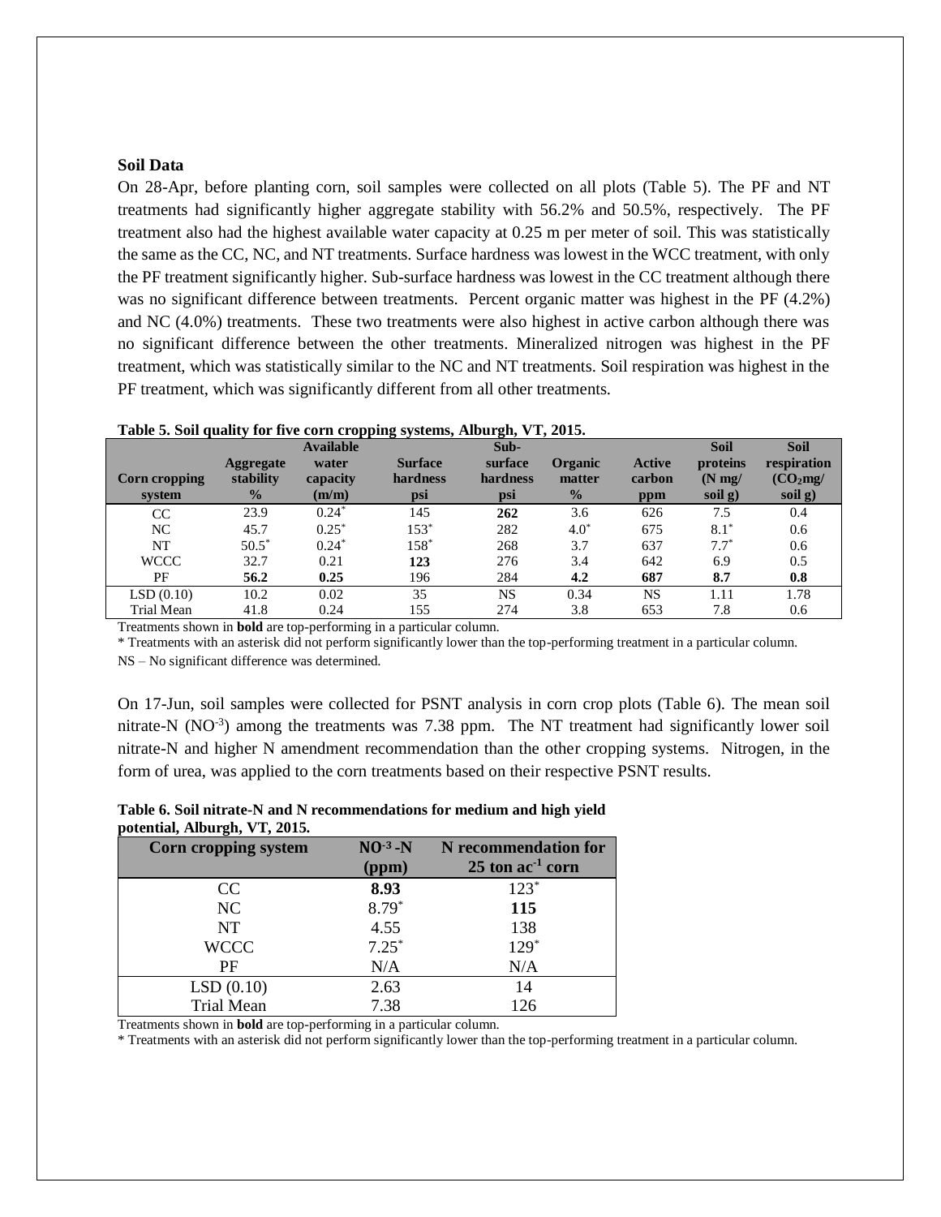**Soil Data**

On 28-Apr, before planting corn, soil samples were collected on all plots (Table 5). The PF and NT treatments had significantly higher aggregate stability with 56.2% and 50.5%, respectively. The PF treatment also had the highest available water capacity at 0.25 m per meter of soil. This was statistically the same as the CC, NC, and NT treatments. Surface hardness was lowest in the WCC treatment, with only the PF treatment significantly higher. Sub-surface hardness was lowest in the CC treatment although there was no significant difference between treatments. Percent organic matter was highest in the PF (4.2%) and NC (4.0%) treatments. These two treatments were also highest in active carbon although there was no significant difference between the other treatments. Mineralized nitrogen was highest in the PF treatment, which was statistically similar to the NC and NT treatments. Soil respiration was highest in the PF treatment, which was significantly different from all other treatments.

**Table 5. Soil quality for five corn cropping systems, Alburgh, VT, 2015.**

| Corn cropping system | Aggregate stability % | Available water capacity (m/m) | Surface hardness psi | Sub-surface hardness psi | Organic matter % | Active carbon ppm | Soil proteins (N mg/ soil g) | Soil respiration ($CO_2$mg/ soil g) |
|---|---|---|---|---|---|---|---|---|
| CC | 23.9 | 0.24* | 145 | **262** | 3.6 | 626 | 7.5 | 0.4 |
| NC | 45.7 | 0.25* | 153* | 282 | 4.0* | 675 | 8.1* | 0.6 |
| NT | 50.5* | 0.24* | 158* | 268 | 3.7 | 637 | 7.7* | 0.6 |
| WCCC | 32.7 | 0.21 | **123** | 276 | 3.4 | 642 | 6.9 | 0.5 |
| PF | **56.2** | **0.25** | 196 | 284 | **4.2** | **687** | **8.7** | **0.8** |
| LSD (0.10) | 10.2 | 0.02 | 35 | NS | 0.34 | NS | 1.11 | 1.78 |
| Trial Mean | 41.8 | 0.24 | 155 | 274 | 3.8 | 653 | 7.8 | 0.6 |

Treatments shown in **bold** are top-performing in a particular column.
* Treatments with an asterisk did not perform significantly lower than the top-performing treatment in a particular column.
NS – No significant difference was determined.

On 17-Jun, soil samples were collected for PSNT analysis in corn crop plots (Table 6). The mean soil nitrate-N ($NO^{-3}$) among the treatments was 7.38 ppm. The NT treatment had significantly lower soil nitrate-N and higher N amendment recommendation than the other cropping systems. Nitrogen, in the form of urea, was applied to the corn treatments based on their respective PSNT results.

**Table 6. Soil nitrate-N and N recommendations for medium and high yield potential, Alburgh, VT, 2015.**

| Corn cropping system | $NO^{-3}$-N (ppm) | N recommendation for 25 ton ac$^{-1}$ corn |
|---|---|---|
| CC | **8.93** | 123* |
| NC | 8.79* | **115** |
| NT | 4.55 | 138 |
| WCCC | 7.25* | 129* |
| PF | N/A | N/A |
| LSD (0.10) | 2.63 | 14 |
| Trial Mean | 7.38 | 126 |

Treatments shown in **bold** are top-performing in a particular column.
* Treatments with an asterisk did not perform significantly lower than the top-performing treatment in a particular column.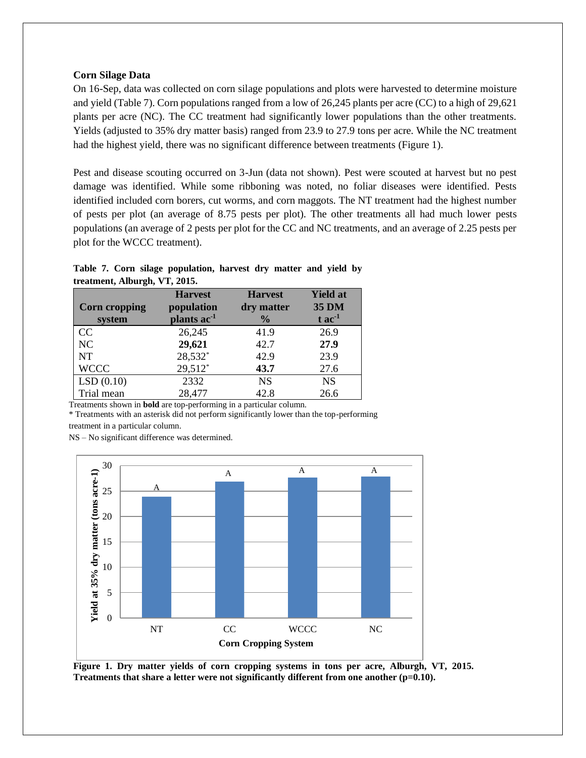**Corn Silage Data**

On 16-Sep, data was collected on corn silage populations and plots were harvested to determine moisture and yield (Table 7). Corn populations ranged from a low of 26,245 plants per acre (CC) to a high of 29,621 plants per acre (NC). The CC treatment had significantly lower populations than the other treatments. Yields (adjusted to 35% dry matter basis) ranged from 23.9 to 27.9 tons per acre. While the NC treatment had the highest yield, there was no significant difference between treatments (Figure 1).

Pest and disease scouting occurred on 3-Jun (data not shown). Pest were scouted at harvest but no pest damage was identified. While some ribboning was noted, no foliar diseases were identified. Pests identified included corn borers, cut worms, and corn maggots. The NT treatment had the highest number of pests per plot (an average of 8.75 pests per plot). The other treatments all had much lower pests populations (an average of 2 pests per plot for the CC and NC treatments, and an average of 2.25 pests per plot for the WCCC treatment).

**Table 7. Corn silage population, harvest dry matter and yield by treatment, Alburgh, VT, 2015.**

| Corn cropping system | Harvest population plants $ac^{-1}$ | Harvest dry matter % | Yield at 35 DM t $ac^{-1}$ |
|---|---|---|---|
| CC | 26,245 | 41.9 | 26.9 |
| NC | **29,621** | 42.7 | **27.9** |
| NT | 28,532* | 42.9 | 23.9 |
| WCCC | 29,512* | **43.7** | 27.6 |
| LSD (0.10) | 2332 | NS | NS |
| Trial mean | 28,477 | 42.8 | 26.6 |

Treatments shown in **bold** are top-performing in a particular column.
* Treatments with an asterisk did not perform significantly lower than the top-performing treatment in a particular column.
NS – No significant difference was determined.

**Figure 1. Dry matter yields of corn cropping systems in tons per acre, Alburgh, VT, 2015. Treatments that share a letter were not significantly different from one another (p=0.10).**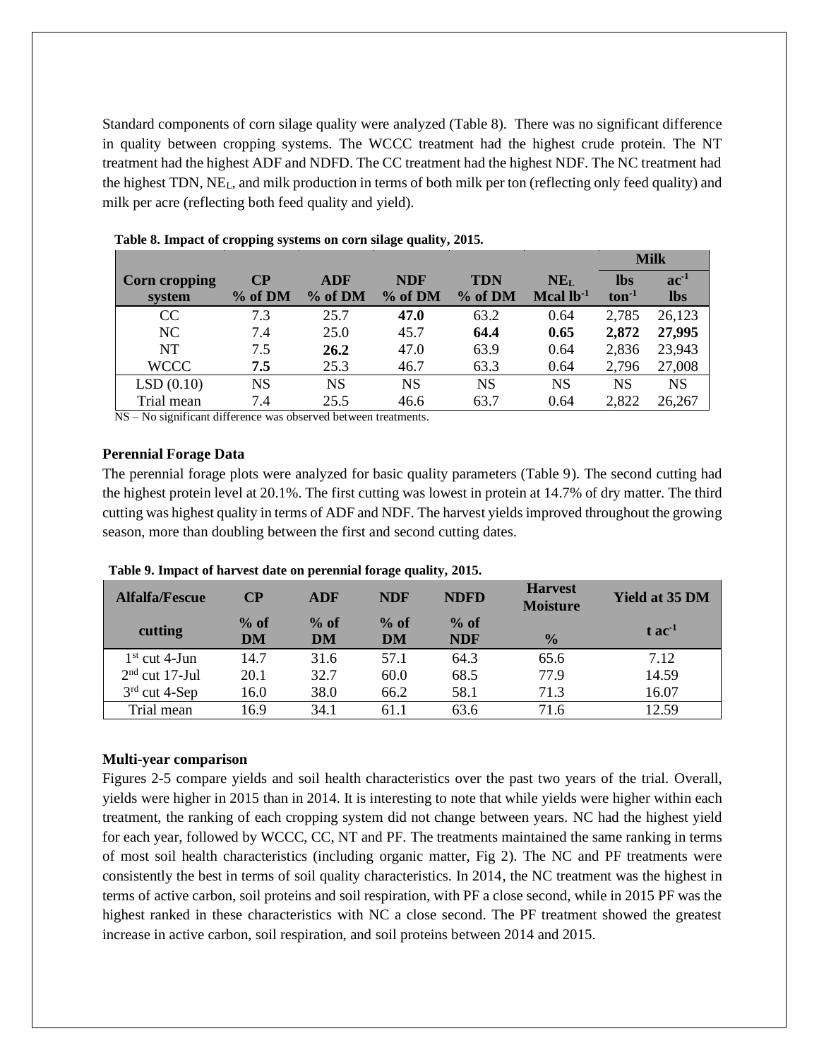Standard components of corn silage quality were analyzed (Table 8). There was no significant difference in quality between cropping systems. The WCCC treatment had the highest crude protein. The NT treatment had the highest ADF and NDFD. The CC treatment had the highest NDF. The NC treatment had the highest TDN, $NE_L$, and milk production in terms of both milk per ton (reflecting only feed quality) and milk per acre (reflecting both feed quality and yield).

**Table 8. Impact of cropping systems on corn silage quality, 2015.**

| Corn cropping system | CP % of DM | ADF % of DM | NDF % of DM | TDN % of DM | $NE_L$ Mcal $lb^{-1}$ | Milk lbs $ton^{-1}$ | Milk $ac^{-1}$ lbs |
|---|---|---|---|---|---|---|---|
| CC | 7.3 | 25.7 | **47.0** | 63.2 | 0.64 | 2,785 | 26,123 |
| NC | 7.4 | 25.0 | 45.7 | **64.4** | **0.65** | **2,872** | **27,995** |
| NT | 7.5 | **26.2** | 47.0 | 63.9 | 0.64 | 2,836 | 23,943 |
| WCCC | **7.5** | 25.3 | 46.7 | 63.3 | 0.64 | 2,796 | 27,008 |
| LSD (0.10) | NS | NS | NS | NS | NS | NS | NS |
| Trial mean | 7.4 | 25.5 | 46.6 | 63.7 | 0.64 | 2,822 | 26,267 |

NS – No significant difference was observed between treatments.

### Perennial Forage Data

The perennial forage plots were analyzed for basic quality parameters (Table 9). The second cutting had the highest protein level at 20.1%. The first cutting was lowest in protein at 14.7% of dry matter. The third cutting was highest quality in terms of ADF and NDF. The harvest yields improved throughout the growing season, more than doubling between the first and second cutting dates.

**Table 9. Impact of harvest date on perennial forage quality, 2015.**

| Alfalfa/Fescue cutting | CP % of DM | ADF % of DM | NDF % of DM | NDFD % of NDF | Harvest Moisture % | Yield at 35 DM t $ac^{-1}$ |
|---|---|---|---|---|---|---|
| 1st cut 4-Jun | 14.7 | 31.6 | 57.1 | 64.3 | 65.6 | 7.12 |
| 2nd cut 17-Jul | 20.1 | 32.7 | 60.0 | 68.5 | 77.9 | 14.59 |
| 3rd cut 4-Sep | 16.0 | 38.0 | 66.2 | 58.1 | 71.3 | 16.07 |
| Trial mean | 16.9 | 34.1 | 61.1 | 63.6 | 71.6 | 12.59 |

### Multi-year comparison

Figures 2-5 compare yields and soil health characteristics over the past two years of the trial. Overall, yields were higher in 2015 than in 2014. It is interesting to note that while yields were higher within each treatment, the ranking of each cropping system did not change between years. NC had the highest yield for each year, followed by WCCC, CC, NT and PF. The treatments maintained the same ranking in terms of most soil health characteristics (including organic matter, Fig 2). The NC and PF treatments were consistently the best in terms of soil quality characteristics. In 2014, the NC treatment was the highest in terms of active carbon, soil proteins and soil respiration, with PF a close second, while in 2015 PF was the highest ranked in these characteristics with NC a close second. The PF treatment showed the greatest increase in active carbon, soil respiration, and soil proteins between 2014 and 2015.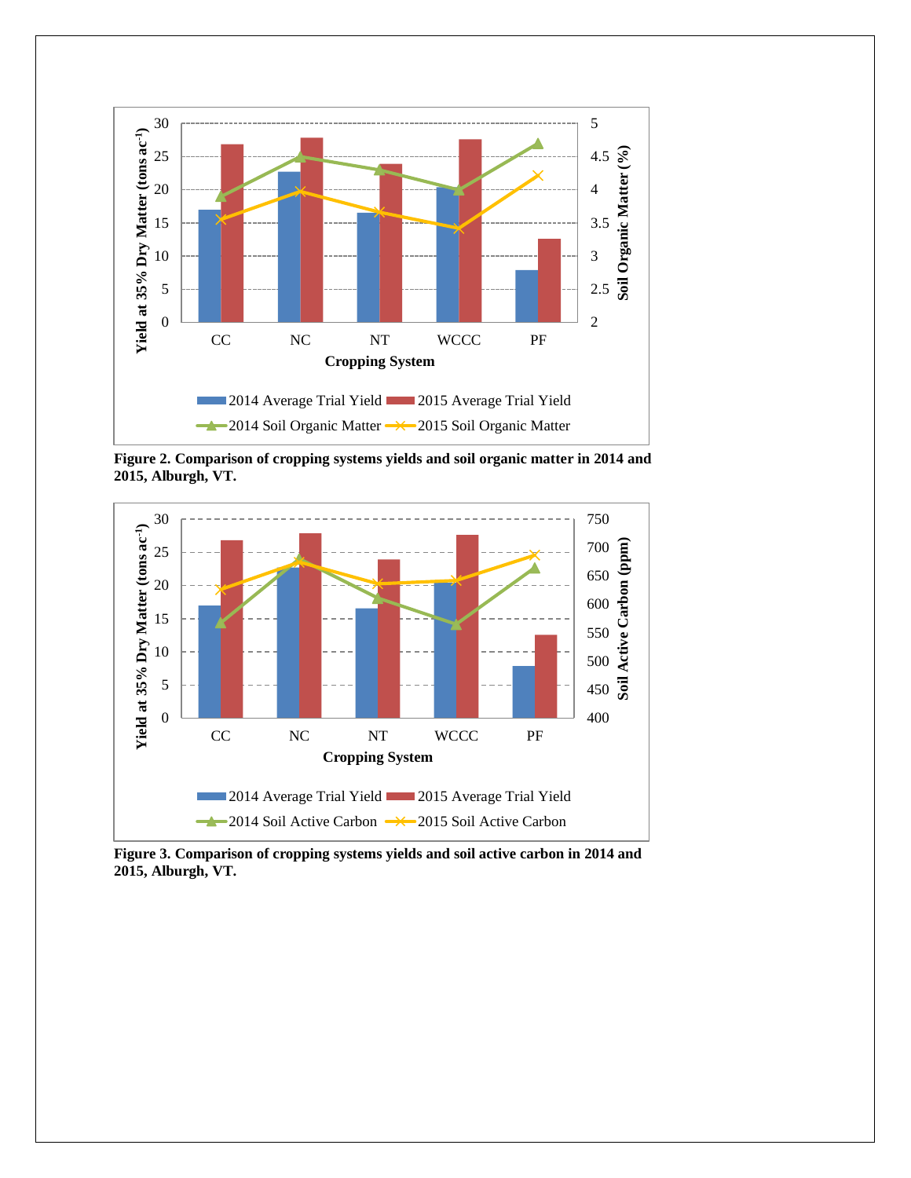**Figure 2. Comparison of cropping systems yields and soil organic matter in 2014 and 2015, Alburgh, VT.**

**Figure 3. Comparison of cropping systems yields and soil active carbon in 2014 and 2015, Alburgh, VT.**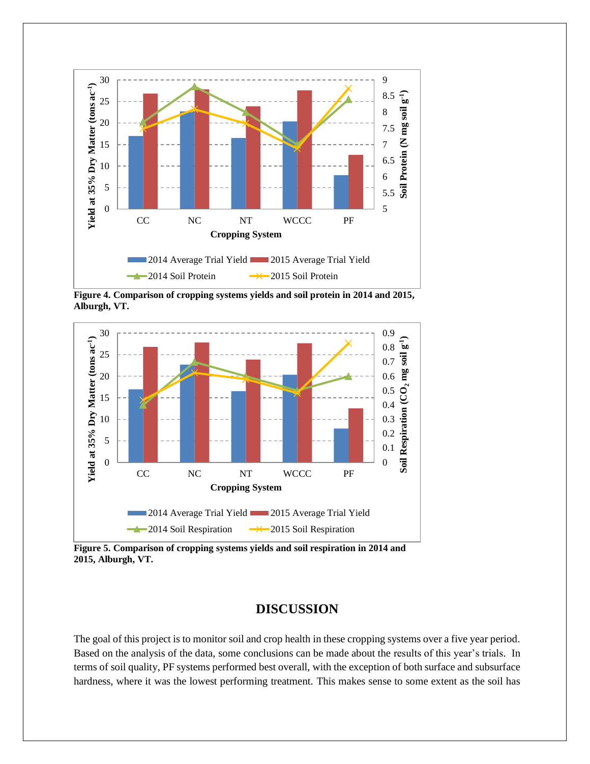**Figure 4. Comparison of cropping systems yields and soil protein in 2014 and 2015, Alburgh, VT.**

**Figure 5. Comparison of cropping systems yields and soil respiration in 2014 and 2015, Alburgh, VT.**

# DISCUSSION

The goal of this project is to monitor soil and crop health in these cropping systems over a five year period. Based on the analysis of the data, some conclusions can be made about the results of this year's trials. In terms of soil quality, PF systems performed best overall, with the exception of both surface and subsurface hardness, where it was the lowest performing treatment. This makes sense to some extent as the soil has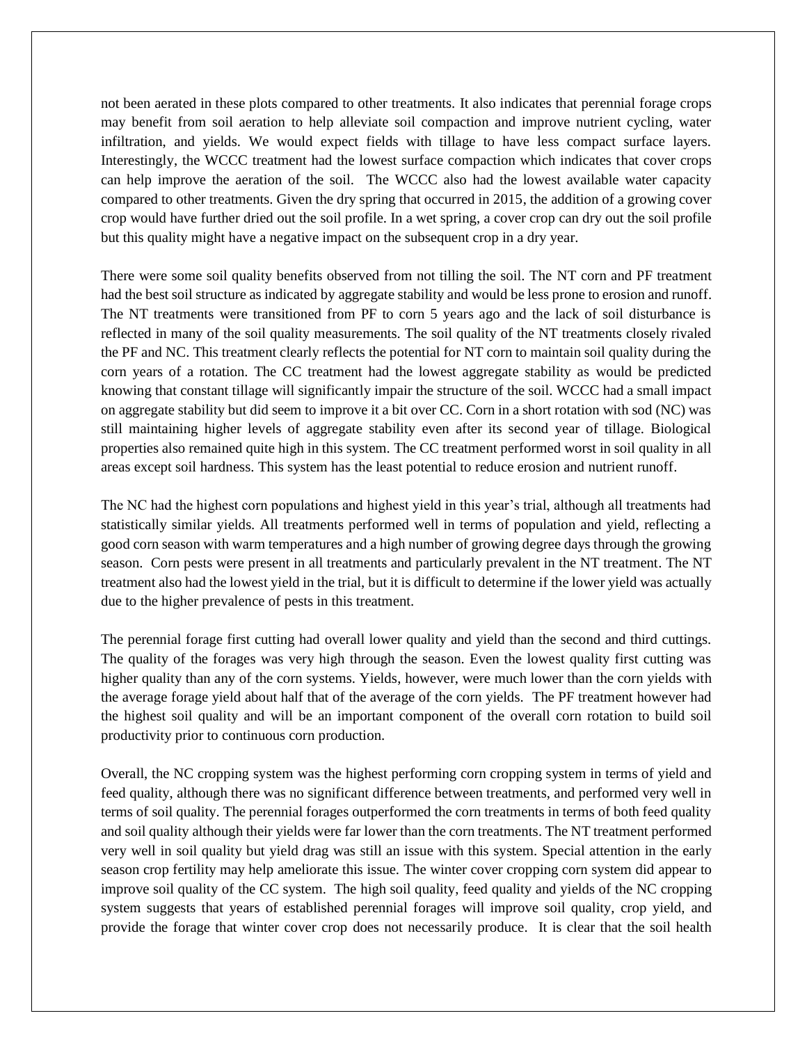not been aerated in these plots compared to other treatments. It also indicates that perennial forage crops may benefit from soil aeration to help alleviate soil compaction and improve nutrient cycling, water infiltration, and yields. We would expect fields with tillage to have less compact surface layers. Interestingly, the WCCC treatment had the lowest surface compaction which indicates that cover crops can help improve the aeration of the soil. The WCCC also had the lowest available water capacity compared to other treatments. Given the dry spring that occurred in 2015, the addition of a growing cover crop would have further dried out the soil profile. In a wet spring, a cover crop can dry out the soil profile but this quality might have a negative impact on the subsequent crop in a dry year.

There were some soil quality benefits observed from not tilling the soil. The NT corn and PF treatment had the best soil structure as indicated by aggregate stability and would be less prone to erosion and runoff. The NT treatments were transitioned from PF to corn 5 years ago and the lack of soil disturbance is reflected in many of the soil quality measurements. The soil quality of the NT treatments closely rivaled the PF and NC. This treatment clearly reflects the potential for NT corn to maintain soil quality during the corn years of a rotation. The CC treatment had the lowest aggregate stability as would be predicted knowing that constant tillage will significantly impair the structure of the soil. WCCC had a small impact on aggregate stability but did seem to improve it a bit over CC. Corn in a short rotation with sod (NC) was still maintaining higher levels of aggregate stability even after its second year of tillage. Biological properties also remained quite high in this system. The CC treatment performed worst in soil quality in all areas except soil hardness. This system has the least potential to reduce erosion and nutrient runoff.

The NC had the highest corn populations and highest yield in this year's trial, although all treatments had statistically similar yields. All treatments performed well in terms of population and yield, reflecting a good corn season with warm temperatures and a high number of growing degree days through the growing season. Corn pests were present in all treatments and particularly prevalent in the NT treatment. The NT treatment also had the lowest yield in the trial, but it is difficult to determine if the lower yield was actually due to the higher prevalence of pests in this treatment.

The perennial forage first cutting had overall lower quality and yield than the second and third cuttings. The quality of the forages was very high through the season. Even the lowest quality first cutting was higher quality than any of the corn systems. Yields, however, were much lower than the corn yields with the average forage yield about half that of the average of the corn yields. The PF treatment however had the highest soil quality and will be an important component of the overall corn rotation to build soil productivity prior to continuous corn production.

Overall, the NC cropping system was the highest performing corn cropping system in terms of yield and feed quality, although there was no significant difference between treatments, and performed very well in terms of soil quality. The perennial forages outperformed the corn treatments in terms of both feed quality and soil quality although their yields were far lower than the corn treatments. The NT treatment performed very well in soil quality but yield drag was still an issue with this system. Special attention in the early season crop fertility may help ameliorate this issue. The winter cover cropping corn system did appear to improve soil quality of the CC system. The high soil quality, feed quality and yields of the NC cropping system suggests that years of established perennial forages will improve soil quality, crop yield, and provide the forage that winter cover crop does not necessarily produce. It is clear that the soil health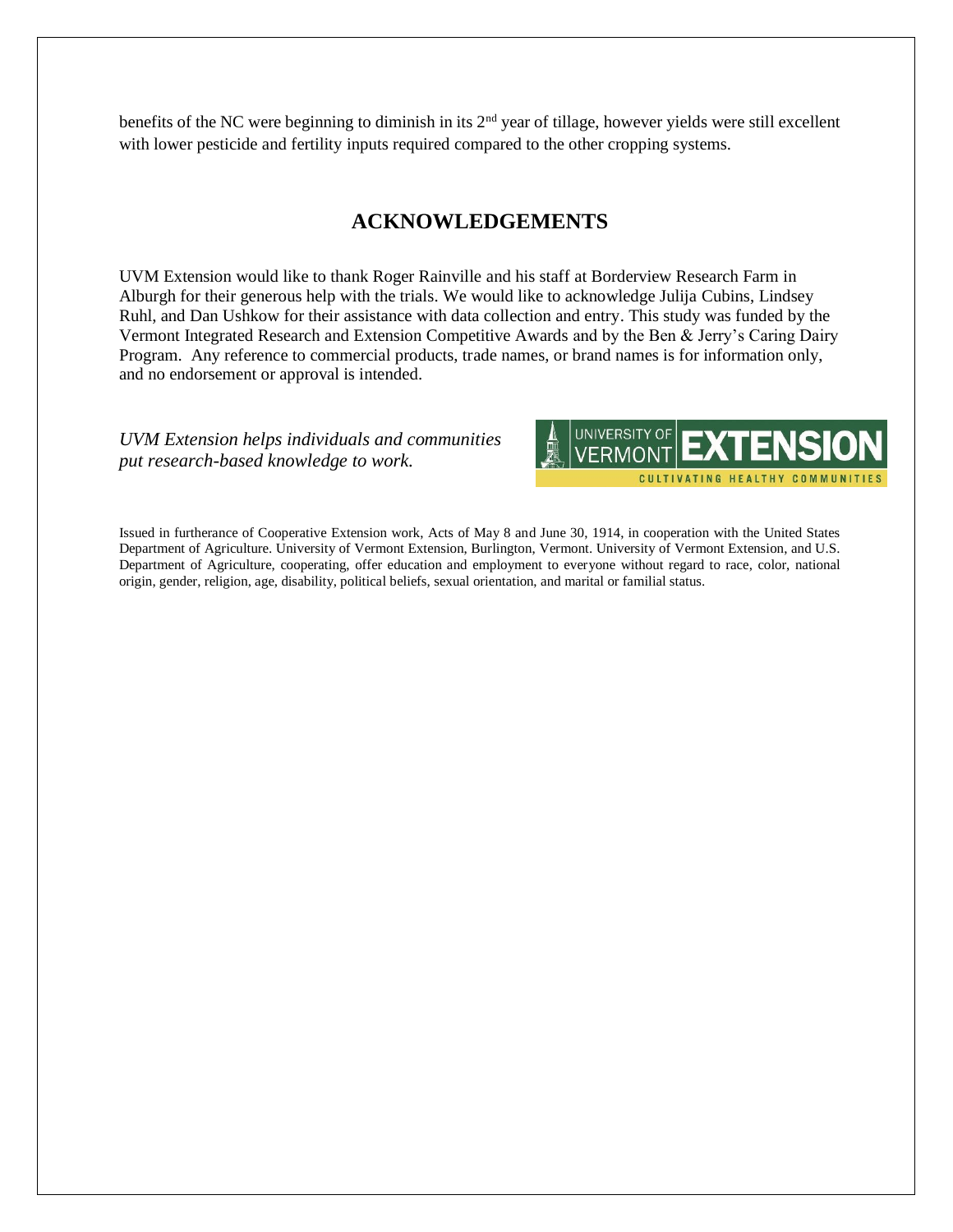benefits of the NC were beginning to diminish in its 2nd year of tillage, however yields were still excellent with lower pesticide and fertility inputs required compared to the other cropping systems.

## ACKNOWLEDGEMENTS

UVM Extension would like to thank Roger Rainville and his staff at Borderview Research Farm in Alburgh for their generous help with the trials. We would like to acknowledge Julija Cubins, Lindsey Ruhl, and Dan Ushkow for their assistance with data collection and entry. This study was funded by the Vermont Integrated Research and Extension Competitive Awards and by the Ben & Jerry's Caring Dairy Program. Any reference to commercial products, trade names, or brand names is for information only, and no endorsement or approval is intended.

*UVM Extension helps individuals and communities put research-based knowledge to work.*

UNIVERSITY OF VERMONT EXTENSION
CULTIVATING HEALTHY COMMUNITIES

Issued in furtherance of Cooperative Extension work, Acts of May 8 and June 30, 1914, in cooperation with the United States Department of Agriculture. University of Vermont Extension, Burlington, Vermont. University of Vermont Extension, and U.S. Department of Agriculture, cooperating, offer education and employment to everyone without regard to race, color, national origin, gender, religion, age, disability, political beliefs, sexual orientation, and marital or familial status.